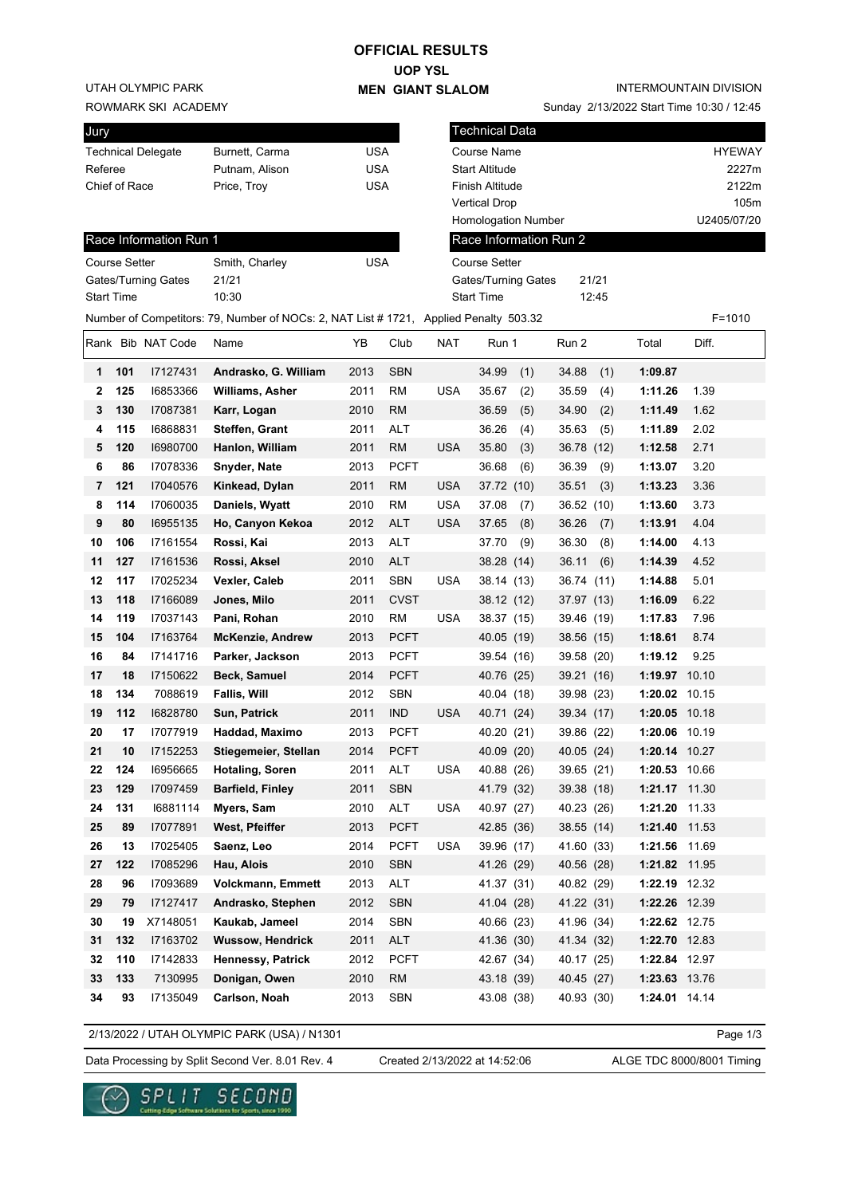# OFFICIAL RESULTS

## UOP YSL

## MEN GIANT SLALOM

UTAH OLYMPIC PARK
ROWMARK SKI ACADEMY

INTERMOUNTAIN DIVISION
Sunday 2/13/2022 Start Time 10:30 / 12:45

| Jury | | |
|---|---|---|
| Technical Delegate | Burnett, Carma | USA |
| Referee | Putnam, Alison | USA |
| Chief of Race | Price, Troy | USA |

| Technical Data | |
|---|---|
| Course Name | HYEWAY |
| Start Altitude | 2227m |
| Finish Altitude | 2122m |
| Vertical Drop | 105m |
| Homologation Number | U2405/07/20 |

| Race Information Run 1 | | |
|---|---|---|
| Course Setter | Smith, Charley | USA |
| Gates/Turning Gates | 21/21 | |
| Start Time | 10:30 | |

| Race Information Run 2 | |
|---|---|
| Course Setter | |
| Gates/Turning Gates | 21/21 |
| Start Time | 12:45 |

Number of Competitors: 79, Number of NOCs: 2, NAT List # 1721, Applied Penalty 503.32 F=1010

| Rank | Bib | NAT Code | Name | YB | Club | NAT | Run 1 | Run 2 | Total | Diff. |
|---|---|---|---|---|---|---|---|---|---|---|
| 1 | 101 | I7127431 | Andrasko, G. William | 2013 | SBN | | 34.99 (1) | 34.88 (1) | 1:09.87 | |
| 2 | 125 | I6853366 | Williams, Asher | 2011 | RM | USA | 35.67 (2) | 35.59 (4) | 1:11.26 | 1.39 |
| 3 | 130 | I7087381 | Karr, Logan | 2010 | RM | | 36.59 (5) | 34.90 (2) | 1:11.49 | 1.62 |
| 4 | 115 | I6868831 | Steffen, Grant | 2011 | ALT | | 36.26 (4) | 35.63 (5) | 1:11.89 | 2.02 |
| 5 | 120 | I6980700 | Hanlon, William | 2011 | RM | USA | 35.80 (3) | 36.78 (12) | 1:12.58 | 2.71 |
| 6 | 86 | I7078336 | Snyder, Nate | 2013 | PCFT | | 36.68 (6) | 36.39 (9) | 1:13.07 | 3.20 |
| 7 | 121 | I7040576 | Kinkead, Dylan | 2011 | RM | USA | 37.72 (10) | 35.51 (3) | 1:13.23 | 3.36 |
| 8 | 114 | I7060035 | Daniels, Wyatt | 2010 | RM | USA | 37.08 (7) | 36.52 (10) | 1:13.60 | 3.73 |
| 9 | 80 | I6955135 | Ho, Canyon Kekoa | 2012 | ALT | USA | 37.65 (8) | 36.26 (7) | 1:13.91 | 4.04 |
| 10 | 106 | I7161554 | Rossi, Kai | 2013 | ALT | | 37.70 (9) | 36.30 (8) | 1:14.00 | 4.13 |
| 11 | 127 | I7161536 | Rossi, Aksel | 2010 | ALT | | 38.28 (14) | 36.11 (6) | 1:14.39 | 4.52 |
| 12 | 117 | I7025234 | Vexler, Caleb | 2011 | SBN | USA | 38.14 (13) | 36.74 (11) | 1:14.88 | 5.01 |
| 13 | 118 | I7166089 | Jones, Milo | 2011 | CVST | | 38.12 (12) | 37.97 (13) | 1:16.09 | 6.22 |
| 14 | 119 | I7037143 | Pani, Rohan | 2010 | RM | USA | 38.37 (15) | 39.46 (19) | 1:17.83 | 7.96 |
| 15 | 104 | I7163764 | McKenzie, Andrew | 2013 | PCFT | | 40.05 (19) | 38.56 (15) | 1:18.61 | 8.74 |
| 16 | 84 | I7141716 | Parker, Jackson | 2013 | PCFT | | 39.54 (16) | 39.58 (20) | 1:19.12 | 9.25 |
| 17 | 18 | I7150622 | Beck, Samuel | 2014 | PCFT | | 40.76 (25) | 39.21 (16) | 1:19.97 | 10.10 |
| 18 | 134 | 7088619 | Fallis, Will | 2012 | SBN | | 40.04 (18) | 39.98 (23) | 1:20.02 | 10.15 |
| 19 | 112 | I6828780 | Sun, Patrick | 2011 | IND | USA | 40.71 (24) | 39.34 (17) | 1:20.05 | 10.18 |
| 20 | 17 | I7077919 | Haddad, Maximo | 2013 | PCFT | | 40.20 (21) | 39.86 (22) | 1:20.06 | 10.19 |
| 21 | 10 | I7152253 | Stiegemeier, Stellan | 2014 | PCFT | | 40.09 (20) | 40.05 (24) | 1:20.14 | 10.27 |
| 22 | 124 | I6956665 | Hotaling, Soren | 2011 | ALT | USA | 40.88 (26) | 39.65 (21) | 1:20.53 | 10.66 |
| 23 | 129 | I7097459 | Barfield, Finley | 2011 | SBN | | 41.79 (32) | 39.38 (18) | 1:21.17 | 11.30 |
| 24 | 131 | I6881114 | Myers, Sam | 2010 | ALT | USA | 40.97 (27) | 40.23 (26) | 1:21.20 | 11.33 |
| 25 | 89 | I7077891 | West, Pfeiffer | 2013 | PCFT | | 42.85 (36) | 38.55 (14) | 1:21.40 | 11.53 |
| 26 | 13 | I7025405 | Saenz, Leo | 2014 | PCFT | USA | 39.96 (17) | 41.60 (33) | 1:21.56 | 11.69 |
| 27 | 122 | I7085296 | Hau, Alois | 2010 | SBN | | 41.26 (29) | 40.56 (28) | 1:21.82 | 11.95 |
| 28 | 96 | I7093689 | Volckmann, Emmett | 2013 | ALT | | 41.37 (31) | 40.82 (29) | 1:22.19 | 12.32 |
| 29 | 79 | I7127417 | Andrasko, Stephen | 2012 | SBN | | 41.04 (28) | 41.22 (31) | 1:22.26 | 12.39 |
| 30 | 19 | X7148051 | Kaukab, Jameel | 2014 | SBN | | 40.66 (23) | 41.96 (34) | 1:22.62 | 12.75 |
| 31 | 132 | I7163702 | Wussow, Hendrick | 2011 | ALT | | 41.36 (30) | 41.34 (32) | 1:22.70 | 12.83 |
| 32 | 110 | I7142833 | Hennessy, Patrick | 2012 | PCFT | | 42.67 (34) | 40.17 (25) | 1:22.84 | 12.97 |
| 33 | 133 | 7130995 | Donigan, Owen | 2010 | RM | | 43.18 (39) | 40.45 (27) | 1:23.63 | 13.76 |
| 34 | 93 | I7135049 | Carlson, Noah | 2013 | SBN | | 43.08 (38) | 40.93 (30) | 1:24.01 | 14.14 |

2/13/2022 / UTAH OLYMPIC PARK (USA) / N1301

Data Processing by Split Second Ver. 8.01 Rev. 4 Created 2/13/2022 at 14:52:06 ALGE TDC 8000/8001 Timing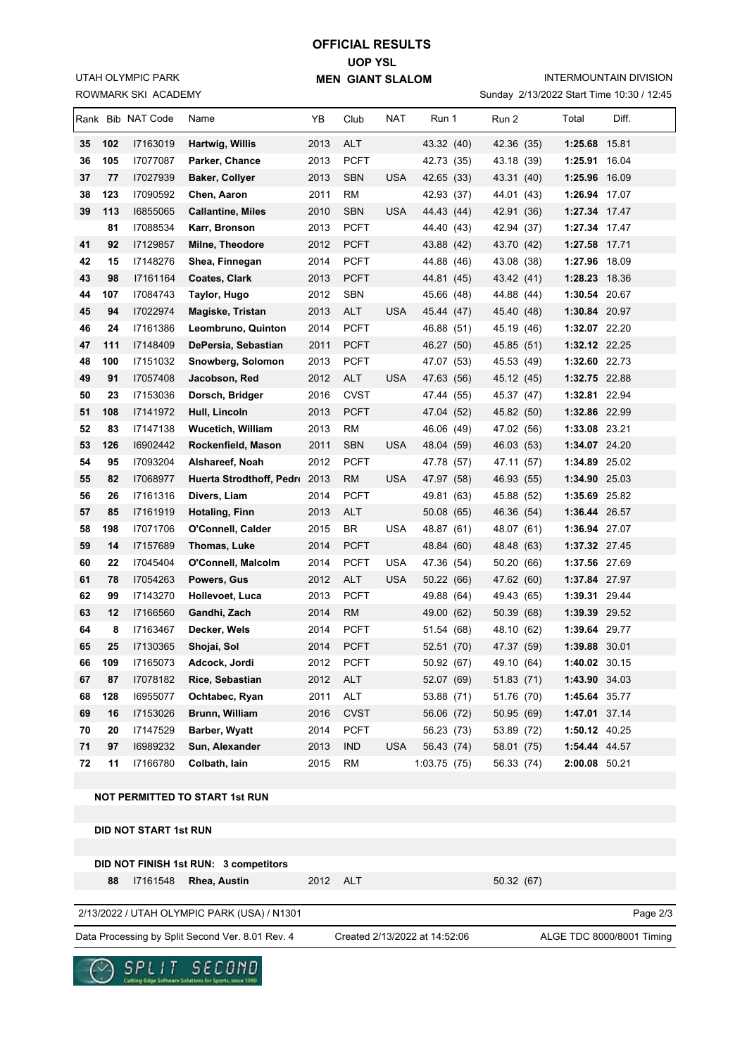# OFFICIAL RESULTS

## UOP YSL

## MEN GIANT SLALOM

UTAH OLYMPIC PARK
ROWMARK SKI ACADEMY

INTERMOUNTAIN DIVISION
Sunday 2/13/2022 Start Time 10:30 / 12:45

| Rank | Bib | NAT Code | Name | YB | Club | NAT | Run 1 | Run 2 | Total | Diff. |
|---|---|---|---|---|---|---|---|---|---|---|
| 35 | 102 | I7163019 | **Hartwig, Willis** | 2013 | ALT | | 43.32 (40) | 42.36 (35) | **1:25.68** | 15.81 |
| 36 | 105 | I7077087 | **Parker, Chance** | 2013 | PCFT | | 42.73 (35) | 43.18 (39) | **1:25.91** | 16.04 |
| 37 | 77 | I7027939 | **Baker, Collyer** | 2013 | SBN | USA | 42.65 (33) | 43.31 (40) | **1:25.96** | 16.09 |
| 38 | 123 | I7090592 | **Chen, Aaron** | 2011 | RM | | 42.93 (37) | 44.01 (43) | **1:26.94** | 17.07 |
| 39 | 113 | I6855065 | **Callantine, Miles** | 2010 | SBN | USA | 44.43 (44) | 42.91 (36) | **1:27.34** | 17.47 |
| | 81 | I7088534 | **Karr, Bronson** | 2013 | PCFT | | 44.40 (43) | 42.94 (37) | **1:27.34** | 17.47 |
| 41 | 92 | I7129857 | **Milne, Theodore** | 2012 | PCFT | | 43.88 (42) | 43.70 (42) | **1:27.58** | 17.71 |
| 42 | 15 | I7148276 | **Shea, Finnegan** | 2014 | PCFT | | 44.88 (46) | 43.08 (38) | **1:27.96** | 18.09 |
| 43 | 98 | I7161164 | **Coates, Clark** | 2013 | PCFT | | 44.81 (45) | 43.42 (41) | **1:28.23** | 18.36 |
| 44 | 107 | I7084743 | **Taylor, Hugo** | 2012 | SBN | | 45.66 (48) | 44.88 (44) | **1:30.54** | 20.67 |
| 45 | 94 | I7022974 | **Magiske, Tristan** | 2013 | ALT | USA | 45.44 (47) | 45.40 (48) | **1:30.84** | 20.97 |
| 46 | 24 | I7161386 | **Leombruno, Quinton** | 2014 | PCFT | | 46.88 (51) | 45.19 (46) | **1:32.07** | 22.20 |
| 47 | 111 | I7148409 | **DePersia, Sebastian** | 2011 | PCFT | | 46.27 (50) | 45.85 (51) | **1:32.12** | 22.25 |
| 48 | 100 | I7151032 | **Snowberg, Solomon** | 2013 | PCFT | | 47.07 (53) | 45.53 (49) | **1:32.60** | 22.73 |
| 49 | 91 | I7057408 | **Jacobson, Red** | 2012 | ALT | USA | 47.63 (56) | 45.12 (45) | **1:32.75** | 22.88 |
| 50 | 23 | I7153036 | **Dorsch, Bridger** | 2016 | CVST | | 47.44 (55) | 45.37 (47) | **1:32.81** | 22.94 |
| 51 | 108 | I7141972 | **Hull, Lincoln** | 2013 | PCFT | | 47.04 (52) | 45.82 (50) | **1:32.86** | 22.99 |
| 52 | 83 | I7147138 | **Wucetich, William** | 2013 | RM | | 46.06 (49) | 47.02 (56) | **1:33.08** | 23.21 |
| 53 | 126 | I6902442 | **Rockenfield, Mason** | 2011 | SBN | USA | 48.04 (59) | 46.03 (53) | **1:34.07** | 24.20 |
| 54 | 95 | I7093204 | **Alshareef, Noah** | 2012 | PCFT | | 47.78 (57) | 47.11 (57) | **1:34.89** | 25.02 |
| 55 | 82 | I7068977 | **Huerta Strodthoff, Pedro** | 2013 | RM | USA | 47.97 (58) | 46.93 (55) | **1:34.90** | 25.03 |
| 56 | 26 | I7161316 | **Divers, Liam** | 2014 | PCFT | | 49.81 (63) | 45.88 (52) | **1:35.69** | 25.82 |
| 57 | 85 | I7161919 | **Hotaling, Finn** | 2013 | ALT | | 50.08 (65) | 46.36 (54) | **1:36.44** | 26.57 |
| 58 | 198 | I7071706 | **O'Connell, Calder** | 2015 | BR | USA | 48.87 (61) | 48.07 (61) | **1:36.94** | 27.07 |
| 59 | 14 | I7157689 | **Thomas, Luke** | 2014 | PCFT | | 48.84 (60) | 48.48 (63) | **1:37.32** | 27.45 |
| 60 | 22 | I7045404 | **O'Connell, Malcolm** | 2014 | PCFT | USA | 47.36 (54) | 50.20 (66) | **1:37.56** | 27.69 |
| 61 | 78 | I7054263 | **Powers, Gus** | 2012 | ALT | USA | 50.22 (66) | 47.62 (60) | **1:37.84** | 27.97 |
| 62 | 99 | I7143270 | **Hollevoet, Luca** | 2013 | PCFT | | 49.88 (64) | 49.43 (65) | **1:39.31** | 29.44 |
| 63 | 12 | I7166560 | **Gandhi, Zach** | 2014 | RM | | 49.00 (62) | 50.39 (68) | **1:39.39** | 29.52 |
| 64 | 8 | I7163467 | **Decker, Wels** | 2014 | PCFT | | 51.54 (68) | 48.10 (62) | **1:39.64** | 29.77 |
| 65 | 25 | I7130365 | **Shojai, Sol** | 2014 | PCFT | | 52.51 (70) | 47.37 (59) | **1:39.88** | 30.01 |
| 66 | 109 | I7165073 | **Adcock, Jordi** | 2012 | PCFT | | 50.92 (67) | 49.10 (64) | **1:40.02** | 30.15 |
| 67 | 87 | I7078182 | **Rice, Sebastian** | 2012 | ALT | | 52.07 (69) | 51.83 (71) | **1:43.90** | 34.03 |
| 68 | 128 | I6955077 | **Ochtabec, Ryan** | 2011 | ALT | | 53.88 (71) | 51.76 (70) | **1:45.64** | 35.77 |
| 69 | 16 | I7153026 | **Brunn, William** | 2016 | CVST | | 56.06 (72) | 50.95 (69) | **1:47.01** | 37.14 |
| 70 | 20 | I7147529 | **Barber, Wyatt** | 2014 | PCFT | | 56.23 (73) | 53.89 (72) | **1:50.12** | 40.25 |
| 71 | 97 | I6989232 | **Sun, Alexander** | 2013 | IND | USA | 56.43 (74) | 58.01 (75) | **1:54.44** | 44.57 |
| 72 | 11 | I7166780 | **Colbath, Iain** | 2015 | RM | | 1:03.75 (75) | 56.33 (74) | **2:00.08** | 50.21 |

**NOT PERMITTED TO START 1st RUN**

**DID NOT START 1st RUN**

**DID NOT FINISH 1st RUN: 3 competitors**

| Bib | NAT Code | Name | YB | Club | NAT | Run 1 | Run 2 |
|---|---|---|---|---|---|---|---|
| 88 | I7161548 | **Rhea, Austin** | 2012 | ALT | | | 50.32 (67) |

2/13/2022 / UTAH OLYMPIC PARK (USA) / N1301

Data Processing by Split Second Ver. 8.01 Rev. 4 | Created 2/13/2022 at 14:52:06 | ALGE TDC 8000/8001 Timing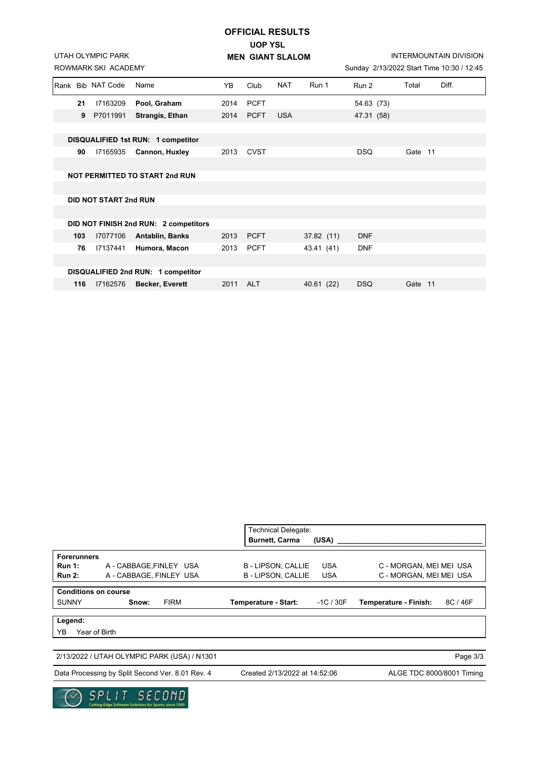# OFFICIAL RESULTS

## UOP YSL

## MEN GIANT SLALOM

UTAH OLYMPIC PARK
ROWMARK SKI ACADEMY

INTERMOUNTAIN DIVISION
Sunday 2/13/2022 Start Time 10:30 / 12:45

| Rank | Bib | NAT Code | Name | YB | Club | NAT | Run 1 | Run 2 | Total | Diff. |
|---|---|---|---|---|---|---|---|---|---|---|
| | 21 | I7163209 | **Pool, Graham** | 2014 | PCFT | | | 54.63 (73) | | |
| | 9 | P7011991 | **Strangis, Ethan** | 2014 | PCFT | USA | | 47.31 (58) | | |
| | **DISQUALIFIED 1st RUN: 1 competitor** | | | | | | | | | |
| | 90 | I7165935 | **Cannon, Huxley** | 2013 | CVST | | | DSQ | Gate 11 | |
| | **NOT PERMITTED TO START 2nd RUN** | | | | | | | | | |
| | **DID NOT START 2nd RUN** | | | | | | | | | |
| | **DID NOT FINISH 2nd RUN: 2 competitors** | | | | | | | | | |
| | 103 | I7077106 | **Antablin, Banks** | 2013 | PCFT | | 37.82 (11) | DNF | | |
| | 76 | I7137441 | **Humora, Macon** | 2013 | PCFT | | 43.41 (41) | DNF | | |
| | **DISQUALIFIED 2nd RUN: 1 competitor** | | | | | | | | | |
| | 116 | I7162576 | **Becker, Everett** | 2011 | ALT | | 40.61 (22) | DSQ | Gate 11 | |

Technical Delegate:
**Burnett, Carma (USA)**

| **Forerunners** | | | |
|---|---|---|---|
| **Run 1:** | A - CABBAGE,FINLEY USA | B - LIPSON, CALLIE USA | C - MORGAN, MEI MEI USA |
| **Run 2:** | A - CABBAGE, FINLEY USA | B - LIPSON, CALLIE USA | C - MORGAN, MEI MEI USA |

**Conditions on course**

SUNNY **Snow:** FIRM **Temperature - Start:** -1C / 30F **Temperature - Finish:** 8C / 46F

**Legend:**
YB Year of Birth

2/13/2022 / UTAH OLYMPIC PARK (USA) / N1301

Data Processing by Split Second Ver. 8.01 Rev. 4 Created 2/13/2022 at 14:52:06 ALGE TDC 8000/8001 Timing